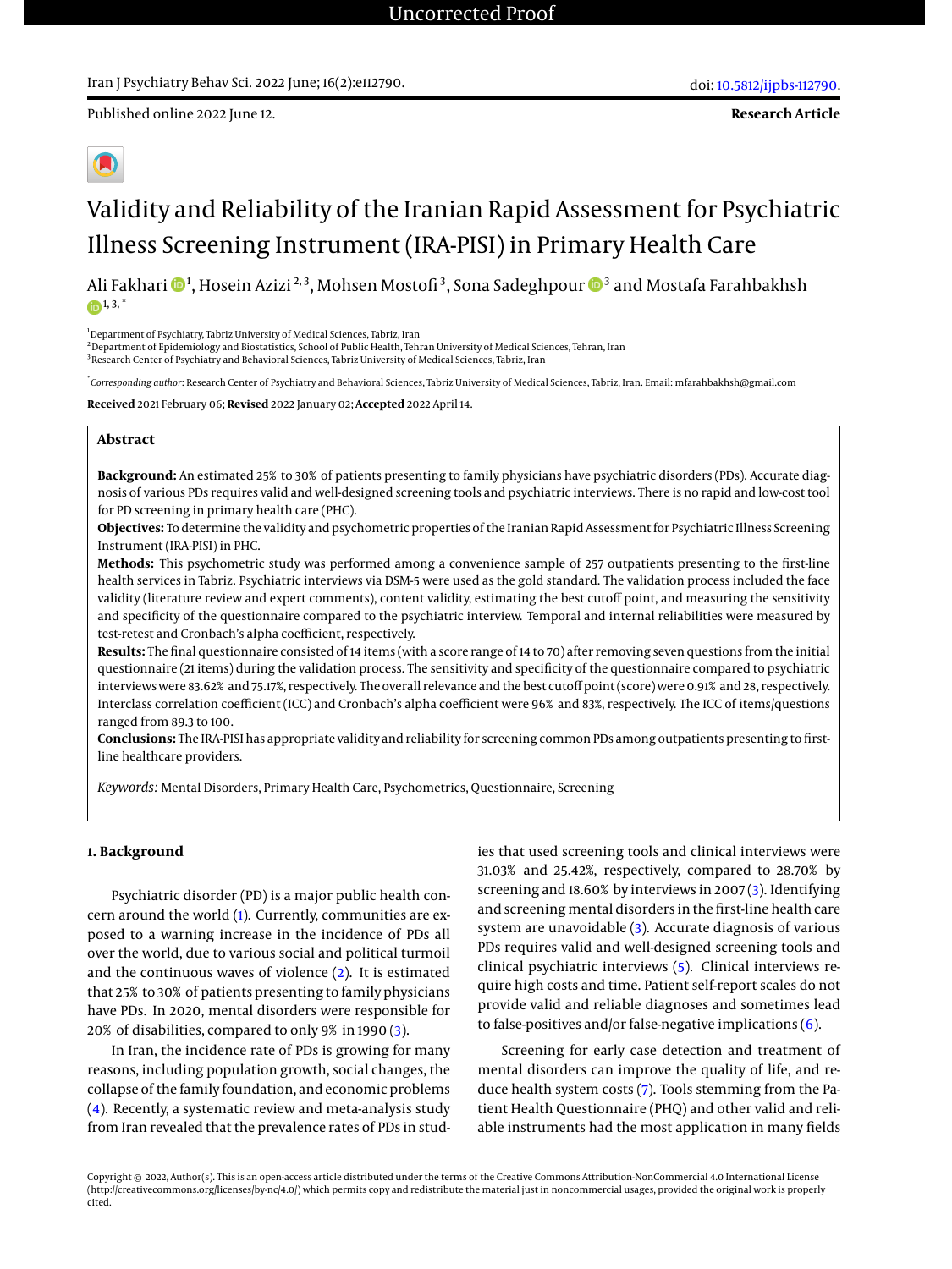Uncorrected Proof

Published online 2022 June 12.

doi: 10.5812/ijpbs-112790.

**Research Article**

# Validity and Reliability of the Iranian Rapid Assessment for Psychiatric Illness Screening Instrument (IRA-PISI) in Primary Health Care

Ali Fakhari [1], Hosein Azizi [2, 3], Mohsen Mostofi [3], Sona Sadeghpour [3] and Mostafa Farahbakhsh [1, 3, *]

[1] Department of Psychiatry, Tabriz University of Medical Sciences, Tabriz, Iran
[2] Department of Epidemiology and Biostatistics, School of Public Health, Tehran University of Medical Sciences, Tehran, Iran
[3] Research Center of Psychiatry and Behavioral Sciences, Tabriz University of Medical Sciences, Tabriz, Iran

[*] *Corresponding author*: Research Center of Psychiatry and Behavioral Sciences, Tabriz University of Medical Sciences, Tabriz, Iran. Email: mfarahbakhsh@gmail.com

**Received** 2021 February 06; **Revised** 2022 January 02; **Accepted** 2022 April 14.

## Abstract

**Background:** An estimated 25% to 30% of patients presenting to family physicians have psychiatric disorders (PDs). Accurate diagnosis of various PDs requires valid and well-designed screening tools and psychiatric interviews. There is no rapid and low-cost tool for PD screening in primary health care (PHC).

**Objectives:** To determine the validity and psychometric properties of the Iranian Rapid Assessment for Psychiatric Illness Screening Instrument (IRA-PISI) in PHC.

**Methods:** This psychometric study was performed among a convenience sample of 257 outpatients presenting to the first-line health services in Tabriz. Psychiatric interviews via DSM-5 were used as the gold standard. The validation process included the face validity (literature review and expert comments), content validity, estimating the best cutoff point, and measuring the sensitivity and specificity of the questionnaire compared to the psychiatric interview. Temporal and internal reliabilities were measured by test-retest and Cronbach's alpha coefficient, respectively.

**Results:** The final questionnaire consisted of 14 items (with a score range of 14 to 70) after removing seven questions from the initial questionnaire (21 items) during the validation process. The sensitivity and specificity of the questionnaire compared to psychiatric interviews were 83.62% and 75.17%, respectively. The overall relevance and the best cutoff point (score) were 0.91% and 28, respectively. Interclass correlation coefficient (ICC) and Cronbach's alpha coefficient were 96% and 83%, respectively. The ICC of items/questions ranged from 89.3 to 100.

**Conclusions:** The IRA-PISI has appropriate validity and reliability for screening common PDs among outpatients presenting to first-line healthcare providers.

*Keywords:* Mental Disorders, Primary Health Care, Psychometrics, Questionnaire, Screening

## 1. Background

Psychiatric disorder (PD) is a major public health concern around the world (1). Currently, communities are exposed to a warning increase in the incidence of PDs all over the world, due to various social and political turmoil and the continuous waves of violence (2). It is estimated that 25% to 30% of patients presenting to family physicians have PDs. In 2020, mental disorders were responsible for 20% of disabilities, compared to only 9% in 1990 (3).

In Iran, the incidence rate of PDs is growing for many reasons, including population growth, social changes, the collapse of the family foundation, and economic problems (4). Recently, a systematic review and meta-analysis study from Iran revealed that the prevalence rates of PDs in studies that used screening tools and clinical interviews were 31.03% and 25.42%, respectively, compared to 28.70% by screening and 18.60% by interviews in 2007 (3). Identifying and screening mental disorders in the first-line health care system are unavoidable (3). Accurate diagnosis of various PDs requires valid and well-designed screening tools and clinical psychiatric interviews (5). Clinical interviews require high costs and time. Patient self-report scales do not provide valid and reliable diagnoses and sometimes lead to false-positives and/or false-negative implications (6).

Screening for early case detection and treatment of mental disorders can improve the quality of life, and reduce health system costs (7). Tools stemming from the Patient Health Questionnaire (PHQ) and other valid and reliable instruments had the most application in many fields

Copyright © 2022, Author(s). This is an open-access article distributed under the terms of the Creative Commons Attribution-NonCommercial 4.0 International License (http://creativecommons.org/licenses/by-nc/4.0/) which permits copy and redistribute the material just in noncommercial usages, provided the original work is properly cited.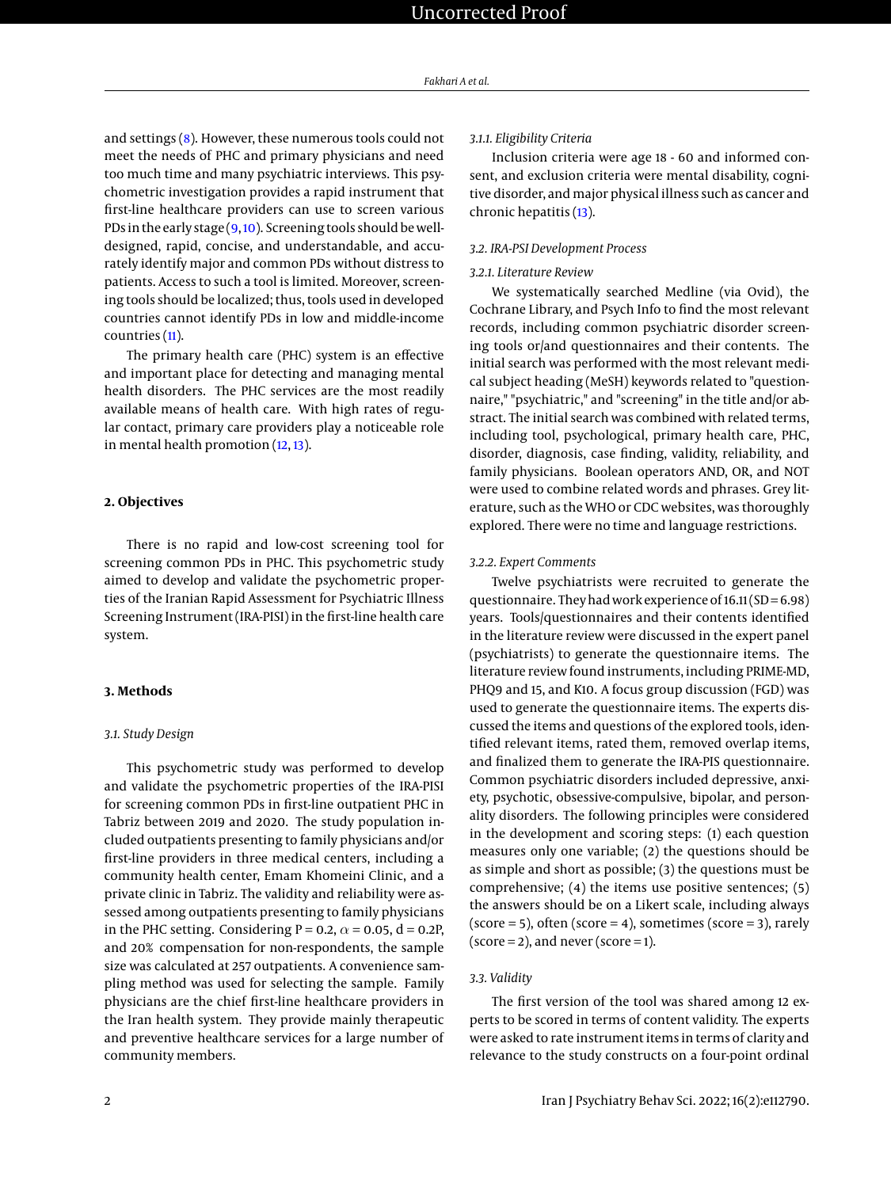and settings (8). However, these numerous tools could not meet the needs of PHC and primary physicians and need too much time and many psychiatric interviews. This psychometric investigation provides a rapid instrument that first-line healthcare providers can use to screen various PDs in the early stage (9, 10). Screening tools should be well-designed, rapid, concise, and understandable, and accurately identify major and common PDs without distress to patients. Access to such a tool is limited. Moreover, screening tools should be localized; thus, tools used in developed countries cannot identify PDs in low and middle-income countries (11).

The primary health care (PHC) system is an effective and important place for detecting and managing mental health disorders. The PHC services are the most readily available means of health care. With high rates of regular contact, primary care providers play a noticeable role in mental health promotion (12, 13).

## 2. Objectives

There is no rapid and low-cost screening tool for screening common PDs in PHC. This psychometric study aimed to develop and validate the psychometric properties of the Iranian Rapid Assessment for Psychiatric Illness Screening Instrument (IRA-PISI) in the first-line health care system.

## 3. Methods

### 3.1. Study Design

This psychometric study was performed to develop and validate the psychometric properties of the IRA-PISI for screening common PDs in first-line outpatient PHC in Tabriz between 2019 and 2020. The study population included outpatients presenting to family physicians and/or first-line providers in three medical centers, including a community health center, Emam Khomeini Clinic, and a private clinic in Tabriz. The validity and reliability were assessed among outpatients presenting to family physicians in the PHC setting. Considering P = 0.2, $\alpha$ = 0.05, d = 0.2P, and 20% compensation for non-respondents, the sample size was calculated at 257 outpatients. A convenience sampling method was used for selecting the sample. Family physicians are the chief first-line healthcare providers in the Iran health system. They provide mainly therapeutic and preventive healthcare services for a large number of community members.

#### 3.1.1. Eligibility Criteria

Inclusion criteria were age 18 - 60 and informed consent, and exclusion criteria were mental disability, cognitive disorder, and major physical illness such as cancer and chronic hepatitis (13).

### 3.2. IRA-PSI Development Process

#### 3.2.1. Literature Review

We systematically searched Medline (via Ovid), the Cochrane Library, and Psych Info to find the most relevant records, including common psychiatric disorder screening tools or/and questionnaires and their contents. The initial search was performed with the most relevant medical subject heading (MeSH) keywords related to "questionnaire," "psychiatric," and "screening" in the title and/or abstract. The initial search was combined with related terms, including tool, psychological, primary health care, PHC, disorder, diagnosis, case finding, validity, reliability, and family physicians. Boolean operators AND, OR, and NOT were used to combine related words and phrases. Grey literature, such as the WHO or CDC websites, was thoroughly explored. There were no time and language restrictions.

#### 3.2.2. Expert Comments

Twelve psychiatrists were recruited to generate the questionnaire. They had work experience of 16.11 (SD = 6.98) years. Tools/questionnaires and their contents identified in the literature review were discussed in the expert panel (psychiatrists) to generate the questionnaire items. The literature review found instruments, including PRIME-MD, PHQ9 and 15, and K10. A focus group discussion (FGD) was used to generate the questionnaire items. The experts discussed the items and questions of the explored tools, identified relevant items, rated them, removed overlap items, and finalized them to generate the IRA-PIS questionnaire. Common psychiatric disorders included depressive, anxiety, psychotic, obsessive-compulsive, bipolar, and personality disorders. The following principles were considered in the development and scoring steps: (1) each question measures only one variable; (2) the questions should be as simple and short as possible; (3) the questions must be comprehensive; (4) the items use positive sentences; (5) the answers should be on a Likert scale, including always (score = 5), often (score = 4), sometimes (score = 3), rarely (score = 2), and never (score = 1).

### 3.3. Validity

The first version of the tool was shared among 12 experts to be scored in terms of content validity. The experts were asked to rate instrument items in terms of clarity and relevance to the study constructs on a four-point ordinal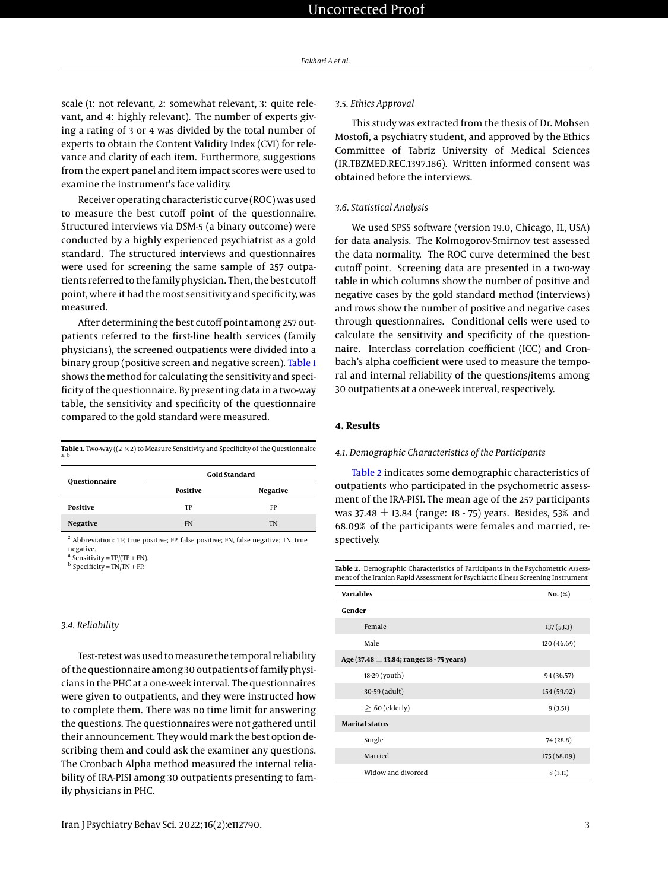scale (1: not relevant, 2: somewhat relevant, 3: quite relevant, and 4: highly relevant). The number of experts giving a rating of 3 or 4 was divided by the total number of experts to obtain the Content Validity Index (CVI) for relevance and clarity of each item. Furthermore, suggestions from the expert panel and item impact scores were used to examine the instrument's face validity.

Receiver operating characteristic curve (ROC) was used to measure the best cutoff point of the questionnaire. Structured interviews via DSM-5 (a binary outcome) were conducted by a highly experienced psychiatrist as a gold standard. The structured interviews and questionnaires were used for screening the same sample of 257 outpatients referred to the family physician. Then, the best cutoff point, where it had the most sensitivity and specificity, was measured.

After determining the best cutoff point among 257 outpatients referred to the first-line health services (family physicians), the screened outpatients were divided into a binary group (positive screen and negative screen). Table 1 shows the method for calculating the sensitivity and specificity of the questionnaire. By presenting data in a two-way table, the sensitivity and specificity of the questionnaire compared to the gold standard were measured.

**Table 1.** Two-way ((2 × 2) to Measure Sensitivity and Specificity of the Questionnaire [a, b]

| Questionnaire | Gold Standard | |
|---|---|---|
| | Positive | Negative |
| **Positive** | TP | FP |
| **Negative** | FN | TN |

[z] Abbreviation: TP, true positive; FP, false positive; FN, false negative; TN, true negative.
[a] Sensitivity = TP/(TP + FN).
[b] Specificity = TN/TN + FP.

### 3.4. Reliability

Test-retest was used to measure the temporal reliability of the questionnaire among 30 outpatients of family physicians in the PHC at a one-week interval. The questionnaires were given to outpatients, and they were instructed how to complete them. There was no time limit for answering the questions. The questionnaires were not gathered until their announcement. They would mark the best option describing them and could ask the examiner any questions. The Cronbach Alpha method measured the internal reliability of IRA-PISI among 30 outpatients presenting to family physicians in PHC.

### 3.5. Ethics Approval

This study was extracted from the thesis of Dr. Mohsen Mostofi, a psychiatry student, and approved by the Ethics Committee of Tabriz University of Medical Sciences (IR.TBZMED.REC.1397.186). Written informed consent was obtained before the interviews.

### 3.6. Statistical Analysis

We used SPSS software (version 19.0, Chicago, IL, USA) for data analysis. The Kolmogorov-Smirnov test assessed the data normality. The ROC curve determined the best cutoff point. Screening data are presented in a two-way table in which columns show the number of positive and negative cases by the gold standard method (interviews) and rows show the number of positive and negative cases through questionnaires. Conditional cells were used to calculate the sensitivity and specificity of the questionnaire. Interclass correlation coefficient (ICC) and Cronbach's alpha coefficient were used to measure the temporal and internal reliability of the questions/items among 30 outpatients at a one-week interval, respectively.

## 4. Results

### 4.1. Demographic Characteristics of the Participants

Table 2 indicates some demographic characteristics of outpatients who participated in the psychometric assessment of the IRA-PISI. The mean age of the 257 participants was 37.48 ± 13.84 (range: 18 - 75) years. Besides, 53% and 68.09% of the participants were females and married, respectively.

**Table 2.** Demographic Characteristics of Participants in the Psychometric Assessment of the Iranian Rapid Assessment for Psychiatric Illness Screening Instrument

| Variables | No. (%) |
|---|---|
| **Gender** | |
| Female | 137 (53.3) |
| Male | 120 (46.69) |
| **Age (37.48 ± 13.84; range: 18 - 75 years)** | |
| 18-29 (youth) | 94 (36.57) |
| 30-59 (adult) | 154 (59.92) |
| ≥ 60 (elderly) | 9 (3.51) |
| **Marital status** | |
| Single | 74 (28.8) |
| Married | 175 (68.09) |
| Widow and divorced | 8 (3.11) |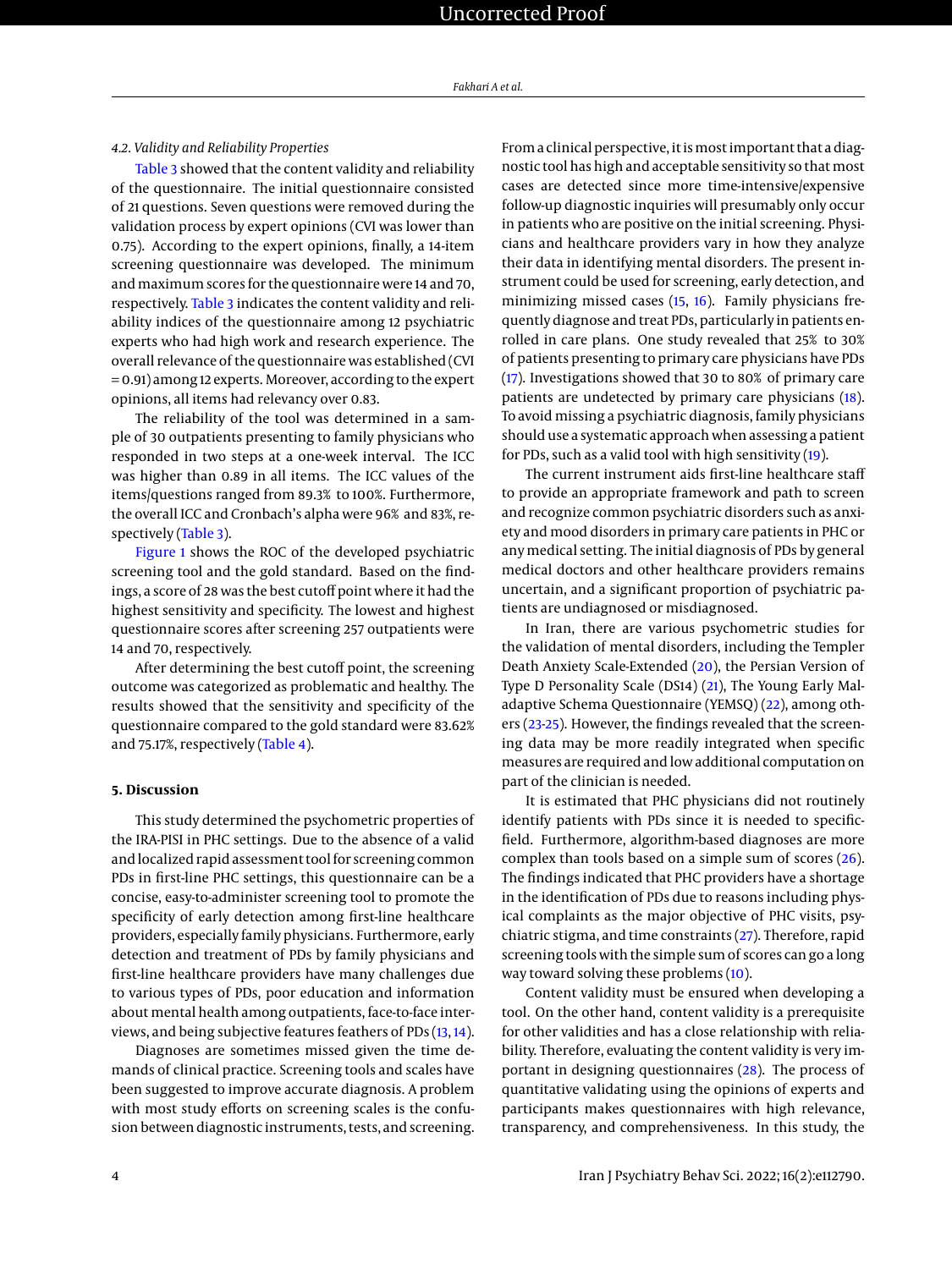### 4.2. Validity and Reliability Properties

Table 3 showed that the content validity and reliability of the questionnaire. The initial questionnaire consisted of 21 questions. Seven questions were removed during the validation process by expert opinions (CVI was lower than 0.75). According to the expert opinions, finally, a 14-item screening questionnaire was developed. The minimum and maximum scores for the questionnaire were 14 and 70, respectively. Table 3 indicates the content validity and reliability indices of the questionnaire among 12 psychiatric experts who had high work and research experience. The overall relevance of the questionnaire was established (CVI = 0.91) among 12 experts. Moreover, according to the expert opinions, all items had relevancy over 0.83.

The reliability of the tool was determined in a sample of 30 outpatients presenting to family physicians who responded in two steps at a one-week interval. The ICC was higher than 0.89 in all items. The ICC values of the items/questions ranged from 89.3% to 100%. Furthermore, the overall ICC and Cronbach's alpha were 96% and 83%, respectively (Table 3).

Figure 1 shows the ROC of the developed psychiatric screening tool and the gold standard. Based on the findings, a score of 28 was the best cutoff point where it had the highest sensitivity and specificity. The lowest and highest questionnaire scores after screening 257 outpatients were 14 and 70, respectively.

After determining the best cutoff point, the screening outcome was categorized as problematic and healthy. The results showed that the sensitivity and specificity of the questionnaire compared to the gold standard were 83.62% and 75.17%, respectively (Table 4).

## 5. Discussion

This study determined the psychometric properties of the IRA-PISI in PHC settings. Due to the absence of a valid and localized rapid assessment tool for screening common PDs in first-line PHC settings, this questionnaire can be a concise, easy-to-administer screening tool to promote the specificity of early detection among first-line healthcare providers, especially family physicians. Furthermore, early detection and treatment of PDs by family physicians and first-line healthcare providers have many challenges due to various types of PDs, poor education and information about mental health among outpatients, face-to-face interviews, and being subjective features feathers of PDs (13, 14).

Diagnoses are sometimes missed given the time demands of clinical practice. Screening tools and scales have been suggested to improve accurate diagnosis. A problem with most study efforts on screening scales is the confusion between diagnostic instruments, tests, and screening. From a clinical perspective, it is most important that a diagnostic tool has high and acceptable sensitivity so that most cases are detected since more time-intensive/expensive follow-up diagnostic inquiries will presumably only occur in patients who are positive on the initial screening. Physicians and healthcare providers vary in how they analyze their data in identifying mental disorders. The present instrument could be used for screening, early detection, and minimizing missed cases (15, 16). Family physicians frequently diagnose and treat PDs, particularly in patients enrolled in care plans. One study revealed that 25% to 30% of patients presenting to primary care physicians have PDs (17). Investigations showed that 30 to 80% of primary care patients are undetected by primary care physicians (18). To avoid missing a psychiatric diagnosis, family physicians should use a systematic approach when assessing a patient for PDs, such as a valid tool with high sensitivity (19).

The current instrument aids first-line healthcare staff to provide an appropriate framework and path to screen and recognize common psychiatric disorders such as anxiety and mood disorders in primary care patients in PHC or any medical setting. The initial diagnosis of PDs by general medical doctors and other healthcare providers remains uncertain, and a significant proportion of psychiatric patients are undiagnosed or misdiagnosed.

In Iran, there are various psychometric studies for the validation of mental disorders, including the Templer Death Anxiety Scale-Extended (20), the Persian Version of Type D Personality Scale (DS14) (21), The Young Early Maladaptive Schema Questionnaire (YEMSQ) (22), among others (23-25). However, the findings revealed that the screening data may be more readily integrated when specific measures are required and low additional computation on part of the clinician is needed.

It is estimated that PHC physicians did not routinely identify patients with PDs since it is needed to specific-field. Furthermore, algorithm-based diagnoses are more complex than tools based on a simple sum of scores (26). The findings indicated that PHC providers have a shortage in the identification of PDs due to reasons including physical complaints as the major objective of PHC visits, psychiatric stigma, and time constraints (27). Therefore, rapid screening tools with the simple sum of scores can go a long way toward solving these problems (10).

Content validity must be ensured when developing a tool. On the other hand, content validity is a prerequisite for other validities and has a close relationship with reliability. Therefore, evaluating the content validity is very important in designing questionnaires (28). The process of quantitative validating using the opinions of experts and participants makes questionnaires with high relevance, transparency, and comprehensiveness. In this study, the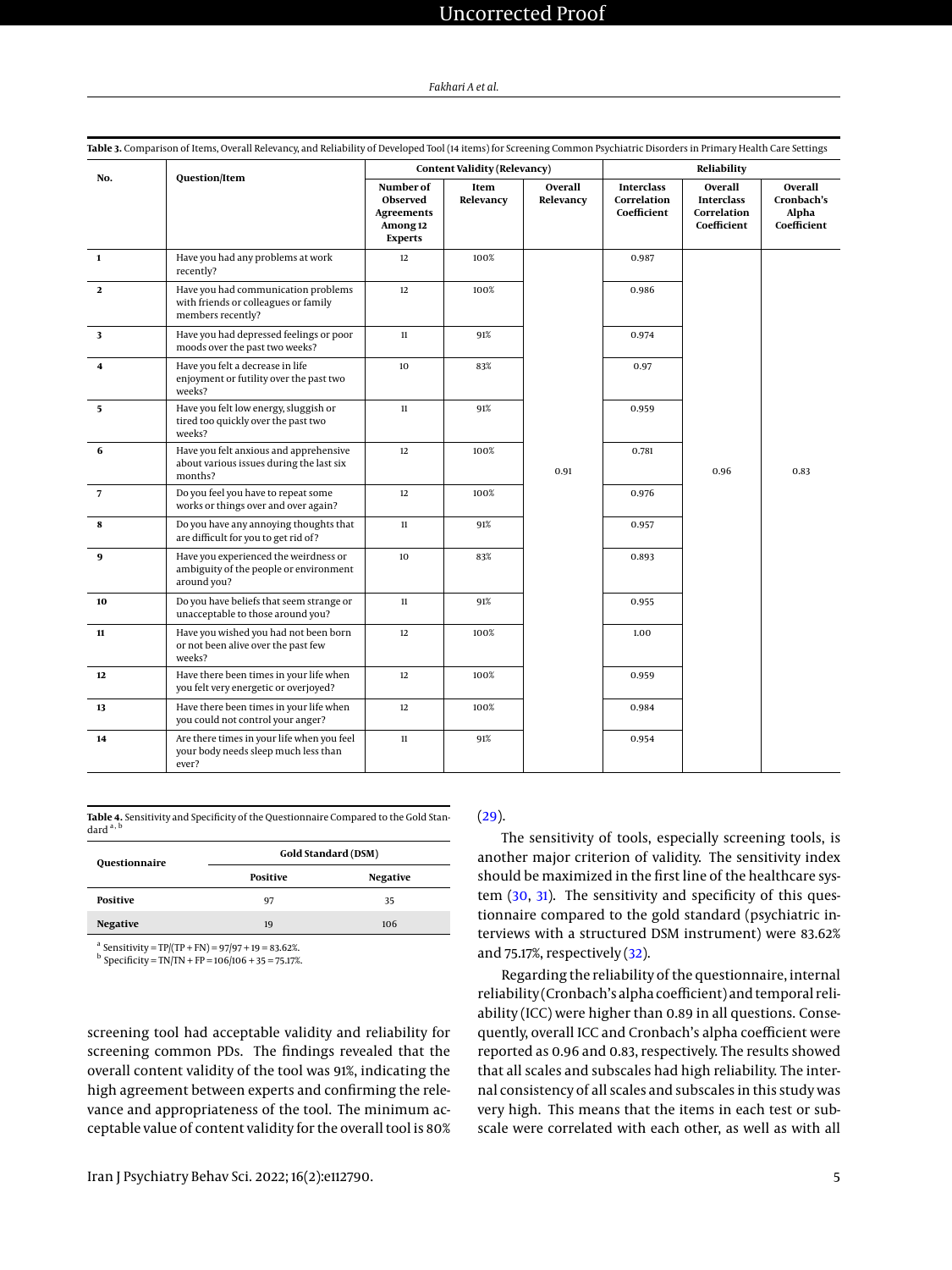**Table 3.** Comparison of Items, Overall Relevancy, and Reliability of Developed Tool (14 items) for Screening Common Psychiatric Disorders in Primary Health Care Settings

| No. | Question/Item | Content Validity (Relevancy) | | | Reliability | | |
|---|---|---|---|---|---|---|---|
| | | Number of Observed Agreements Among 12 Experts | Item Relevancy | Overall Relevancy | Interclass Correlation Coefficient | Overall Interclass Correlation Coefficient | Overall Cronbach's Alpha Coefficient |
| 1 | Have you had any problems at work recently? | 12 | 100% | 0.91 | 0.987 | 0.96 | 0.83 |
| 2 | Have you had communication problems with friends or colleagues or family members recently? | 12 | 100% | | 0.986 | | |
| 3 | Have you had depressed feelings or poor moods over the past two weeks? | 11 | 91% | | 0.974 | | |
| 4 | Have you felt a decrease in life enjoyment or futility over the past two weeks? | 10 | 83% | | 0.97 | | |
| 5 | Have you felt low energy, sluggish or tired too quickly over the past two weeks? | 11 | 91% | | 0.959 | | |
| 6 | Have you felt anxious and apprehensive about various issues during the last six months? | 12 | 100% | | 0.781 | | |
| 7 | Do you feel you have to repeat some works or things over and over again? | 12 | 100% | | 0.976 | | |
| 8 | Do you have any annoying thoughts that are difficult for you to get rid of? | 11 | 91% | | 0.957 | | |
| 9 | Have you experienced the weirdness or ambiguity of the people or environment around you? | 10 | 83% | | 0.893 | | |
| 10 | Do you have beliefs that seem strange or unacceptable to those around you? | 11 | 91% | | 0.955 | | |
| 11 | Have you wished you had not been born or not been alive over the past few weeks? | 12 | 100% | | 1.00 | | |
| 12 | Have there been times in your life when you felt very energetic or overjoyed? | 12 | 100% | | 0.959 | | |
| 13 | Have there been times in your life when you could not control your anger? | 12 | 100% | | 0.984 | | |
| 14 | Are there times in your life when you feel your body needs sleep much less than ever? | 11 | 91% | | 0.954 | | |

**Table 4.** Sensitivity and Specificity of the Questionnaire Compared to the Gold Standard [a, b]

| Questionnaire | Gold Standard (DSM) | |
|---|---|---|
| | Positive | Negative |
| Positive | 97 | 35 |
| Negative | 19 | 106 |

[a] Sensitivity = TP/(TP + FN) = 97/97 + 19 = 83.62%.
[b] Specificity = TN/TN + FP = 106/106 + 35 = 75.17%.

screening tool had acceptable validity and reliability for screening common PDs. The findings revealed that the overall content validity of the tool was 91%, indicating the high agreement between experts and confirming the relevance and appropriateness of the tool. The minimum acceptable value of content validity for the overall tool is 80% (29).

The sensitivity of tools, especially screening tools, is another major criterion of validity. The sensitivity index should be maximized in the first line of the healthcare system (30, 31). The sensitivity and specificity of this questionnaire compared to the gold standard (psychiatric interviews with a structured DSM instrument) were 83.62% and 75.17%, respectively (32).

Regarding the reliability of the questionnaire, internal reliability (Cronbach's alpha coefficient) and temporal reliability (ICC) were higher than 0.89 in all questions. Consequently, overall ICC and Cronbach's alpha coefficient were reported as 0.96 and 0.83, respectively. The results showed that all scales and subscales had high reliability. The internal consistency of all scales and subscales in this study was very high. This means that the items in each test or subscale were correlated with each other, as well as with all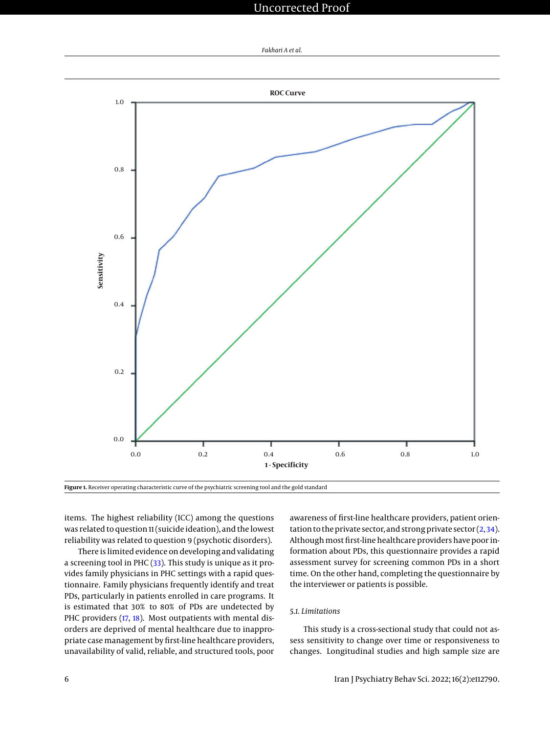Figure 1. Receiver operating characteristic curve of the psychiatric screening tool and the gold standard

items. The highest reliability (ICC) among the questions was related to question 11 (suicide ideation), and the lowest reliability was related to question 9 (psychotic disorders).

There is limited evidence on developing and validating a screening tool in PHC (33). This study is unique as it provides family physicians in PHC settings with a rapid questionnaire. Family physicians frequently identify and treat PDs, particularly in patients enrolled in care programs. It is estimated that 30% to 80% of PDs are undetected by PHC providers (17, 18). Most outpatients with mental disorders are deprived of mental healthcare due to inappropriate case management by first-line healthcare providers, unavailability of valid, reliable, and structured tools, poor awareness of first-line healthcare providers, patient orientation to the private sector, and strong private sector (2, 34). Although most first-line healthcare providers have poor information about PDs, this questionnaire provides a rapid assessment survey for screening common PDs in a short time. On the other hand, completing the questionnaire by the interviewer or patients is possible.

### 5.1. Limitations

This study is a cross-sectional study that could not assess sensitivity to change over time or responsiveness to changes. Longitudinal studies and high sample size are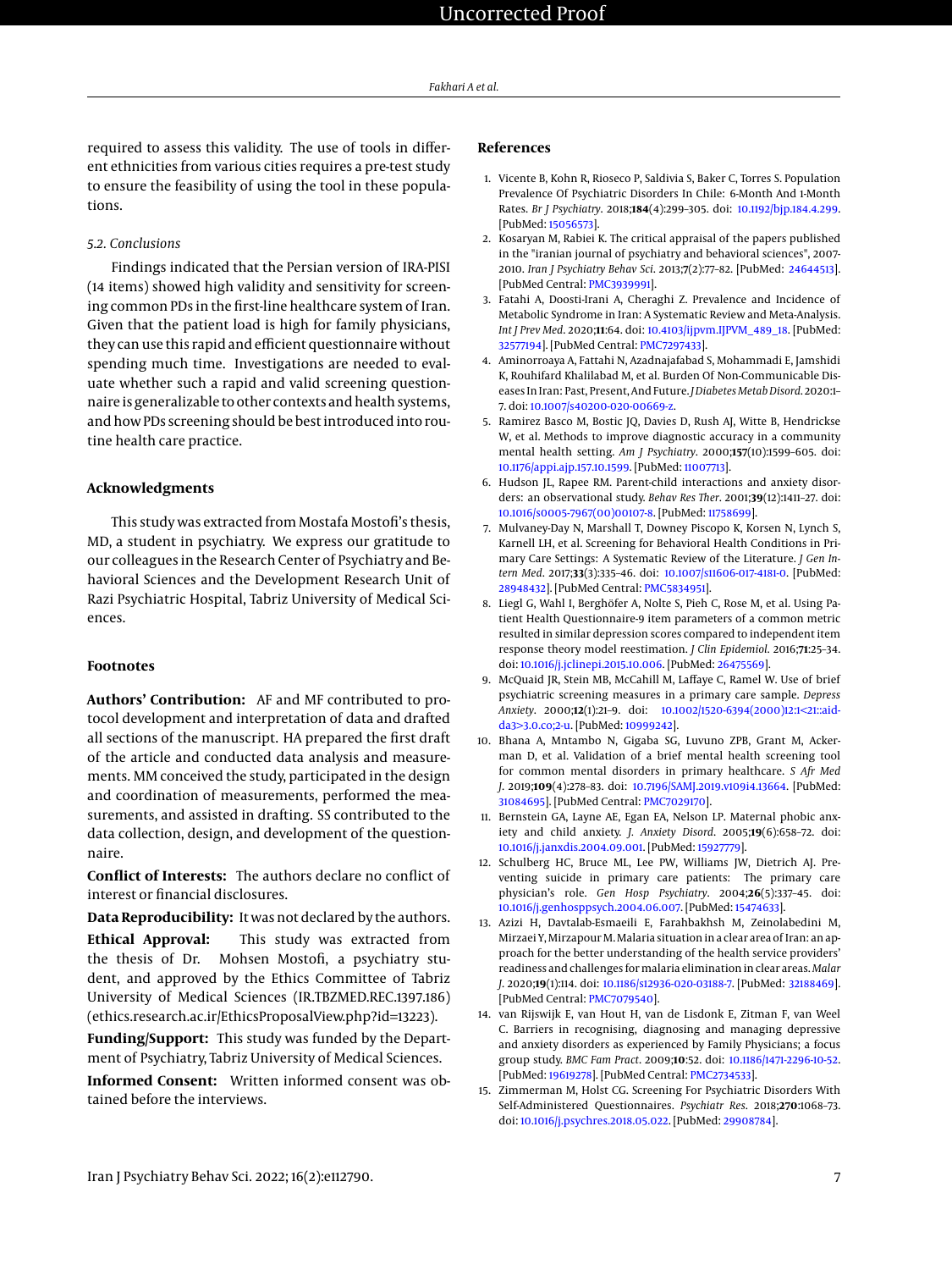required to assess this validity. The use of tools in different ethnicities from various cities requires a pre-test study to ensure the feasibility of using the tool in these populations.

### 5.2. Conclusions

Findings indicated that the Persian version of IRA-PISI (14 items) showed high validity and sensitivity for screening common PDs in the first-line healthcare system of Iran. Given that the patient load is high for family physicians, they can use this rapid and efficient questionnaire without spending much time. Investigations are needed to evaluate whether such a rapid and valid screening questionnaire is generalizable to other contexts and health systems, and how PDs screening should be best introduced into routine health care practice.

## Acknowledgments

This study was extracted from Mostafa Mostofi's thesis, MD, a student in psychiatry. We express our gratitude to our colleagues in the Research Center of Psychiatry and Behavioral Sciences and the Development Research Unit of Razi Psychiatric Hospital, Tabriz University of Medical Sciences.

## Footnotes

**Authors' Contribution:** AF and MF contributed to protocol development and interpretation of data and drafted all sections of the manuscript. HA prepared the first draft of the article and conducted data analysis and measurements. MM conceived the study, participated in the design and coordination of measurements, performed the measurements, and assisted in drafting. SS contributed to the data collection, design, and development of the questionnaire.

**Conflict of Interests:** The authors declare no conflict of interest or financial disclosures.

**Data Reproducibility:** It was not declared by the authors.

**Ethical Approval:** This study was extracted from the thesis of Dr. Mohsen Mostofi, a psychiatry student, and approved by the Ethics Committee of Tabriz University of Medical Sciences (IR.TBZMED.REC.1397.186) (ethics.research.ac.ir/EthicsProposalView.php?id=13223).

**Funding/Support:** This study was funded by the Department of Psychiatry, Tabriz University of Medical Sciences.

**Informed Consent:** Written informed consent was obtained before the interviews.

## References

1. Vicente B, Kohn R, Rioseco P, Saldivia S, Baker C, Torres S. Population Prevalence Of Psychiatric Disorders In Chile: 6-Month And 1-Month Rates. *Br J Psychiatry*. 2018;**184**(4):299–305. doi: 10.1192/bjp.184.4.299. [PubMed: 15056573].
2. Kosaryan M, Rabiei K. The critical appraisal of the papers published in the "iranian journal of psychiatry and behavioral sciences", 2007-2010. *Iran J Psychiatry Behav Sci*. 2013;**7**(2):77–82. [PubMed: 24644513]. [PubMed Central: PMC3939991].
3. Fatahi A, Doosti-Irani A, Cheraghi Z. Prevalence and Incidence of Metabolic Syndrome in Iran: A Systematic Review and Meta-Analysis. *Int J Prev Med*. 2020;**11**:64. doi: 10.4103/ijpvm.IJPVM_489_18. [PubMed: 32577194]. [PubMed Central: PMC7297433].
4. Aminorroaya A, Fattahi N, Azadnajafabad S, Mohammadi E, Jamshidi K, Rouhifard Khalilabad M, et al. Burden Of Non-Communicable Diseases In Iran: Past, Present, And Future. *J Diabetes Metab Disord*. 2020:1–7. doi: 10.1007/s40200-020-00669-z.
5. Ramirez Basco M, Bostic JQ, Davies D, Rush AJ, Witte B, Hendrickse W, et al. Methods to improve diagnostic accuracy in a community mental health setting. *Am J Psychiatry*. 2000;**157**(10):1599–605. doi: 10.1176/appi.ajp.157.10.1599. [PubMed: 11007713].
6. Hudson JL, Rapee RM. Parent-child interactions and anxiety disorders: an observational study. *Behav Res Ther*. 2001;**39**(12):1411–27. doi: 10.1016/s0005-7967(00)00107-8. [PubMed: 11758699].
7. Mulvaney-Day N, Marshall T, Downey Piscopo K, Korsen N, Lynch S, Karnell LH, et al. Screening for Behavioral Health Conditions in Primary Care Settings: A Systematic Review of the Literature. *J Gen Intern Med*. 2017;**33**(3):335–46. doi: 10.1007/s11606-017-4181-0. [PubMed: 28948432]. [PubMed Central: PMC5834951].
8. Liegl G, Wahl I, Berghöfer A, Nolte S, Pieh C, Rose M, et al. Using Patient Health Questionnaire-9 item parameters of a common metric resulted in similar depression scores compared to independent item response theory model reestimation. *J Clin Epidemiol*. 2016;**71**:25–34. doi: 10.1016/j.jclinepi.2015.10.006. [PubMed: 26475569].
9. McQuaid JR, Stein MB, McCahill M, Laffaye C, Ramel W. Use of brief psychiatric screening measures in a primary care sample. *Depress Anxiety*. 2000;**12**(1):21–9. doi: 10.1002/1520-6394(2000)12:1<21::aid-da3>3.0.co;2-u. [PubMed: 10999242].
10. Bhana A, Mntambo N, Gigaba SG, Luvuno ZPB, Grant M, Ackerman D, et al. Validation of a brief mental health screening tool for common mental disorders in primary healthcare. *S Afr Med J*. 2019;**109**(4):278–83. doi: 10.7196/SAMJ.2019.v109i4.13664. [PubMed: 31084695]. [PubMed Central: PMC7029170].
11. Bernstein GA, Layne AE, Egan EA, Nelson LP. Maternal phobic anxiety and child anxiety. *J. Anxiety Disord*. 2005;**19**(6):658–72. doi: 10.1016/j.janxdis.2004.09.001. [PubMed: 15927779].
12. Schulberg HC, Bruce ML, Lee PW, Williams JW, Dietrich AJ. Preventing suicide in primary care patients: The primary care physician's role. *Gen Hosp Psychiatry*. 2004;**26**(5):337–45. doi: 10.1016/j.genhosppsych.2004.06.007. [PubMed: 15474633].
13. Azizi H, Davtalab-Esmaeili E, Farahbakhsh M, Zeinolabedini M, Mirzaei Y, Mirzapour M. Malaria situation in a clear area of Iran: an approach for the better understanding of the health service providers' readiness and challenges for malaria elimination in clear areas. *Malar J*. 2020;**19**(1):114. doi: 10.1186/s12936-020-03188-7. [PubMed: 32188469]. [PubMed Central: PMC7079540].
14. van Rijswijk E, van Hout H, van de Lisdonk E, Zitman F, van Weel C. Barriers in recognising, diagnosing and managing depressive and anxiety disorders as experienced by Family Physicians; a focus group study. *BMC Fam Pract*. 2009;**10**:52. doi: 10.1186/1471-2296-10-52. [PubMed: 19619278]. [PubMed Central: PMC2734533].
15. Zimmerman M, Holst CG. Screening For Psychiatric Disorders With Self-Administered Questionnaires. *Psychiatr Res*. 2018;**270**:1068–73. doi: 10.1016/j.psychres.2018.05.022. [PubMed: 29908784].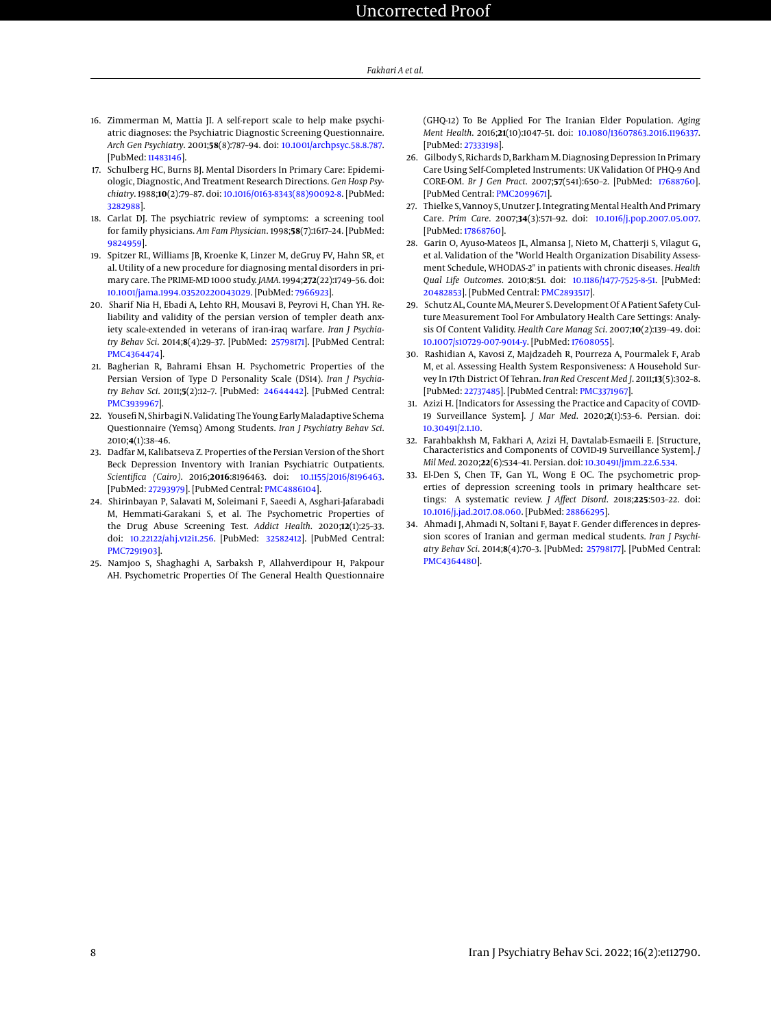16. Zimmerman M, Mattia JI. A self-report scale to help make psychiatric diagnoses: the Psychiatric Diagnostic Screening Questionnaire. *Arch Gen Psychiatry*. 2001;**58**(8):787–94. doi: 10.1001/archpsyc.58.8.787. [PubMed: 11483146].
17. Schulberg HC, Burns BJ. Mental Disorders In Primary Care: Epidemiologic, Diagnostic, And Treatment Research Directions. *Gen Hosp Psychiatry*. 1988;**10**(2):79–87. doi: 10.1016/0163-8343(88)90092-8. [PubMed: 3282988].
18. Carlat DJ. The psychiatric review of symptoms: a screening tool for family physicians. *Am Fam Physician*. 1998;**58**(7):1617–24. [PubMed: 9824959].
19. Spitzer RL, Williams JB, Kroenke K, Linzer M, deGruy FV, Hahn SR, et al. Utility of a new procedure for diagnosing mental disorders in primary care. The PRIME-MD 1000 study. *JAMA*. 1994;**272**(22):1749–56. doi: 10.1001/jama.1994.03520220043029. [PubMed: 7966923].
20. Sharif Nia H, Ebadi A, Lehto RH, Mousavi B, Peyrovi H, Chan YH. Reliability and validity of the persian version of templer death anxiety scale-extended in veterans of iran-iraq warfare. *Iran J Psychiatry Behav Sci*. 2014;**8**(4):29–37. [PubMed: 25798171]. [PubMed Central: PMC4364474].
21. Bagherian R, Bahrami Ehsan H. Psychometric Properties of the Persian Version of Type D Personality Scale (DS14). *Iran J Psychiatry Behav Sci*. 2011;**5**(2):12–7. [PubMed: 24644442]. [PubMed Central: PMC3939967].
22. Yousefi N, Shirbagi N. Validating The Young Early Maladaptive Schema Questionnaire (Yemsq) Among Students. *Iran J Psychiatry Behav Sci*. 2010;**4**(1):38–46.
23. Dadfar M, Kalibatseva Z. Properties of the Persian Version of the Short Beck Depression Inventory with Iranian Psychiatric Outpatients. *Scientifica (Cairo)*. 2016;**2016**:8196463. doi: 10.1155/2016/8196463. [PubMed: 27293979]. [PubMed Central: PMC4886104].
24. Shirinbayan P, Salavati M, Soleimani F, Saeedi A, Asghari-Jafarabadi M, Hemmati-Garakani S, et al. The Psychometric Properties of the Drug Abuse Screening Test. *Addict Health*. 2020;**12**(1):25–33. doi: 10.22122/ahj.v12i1.256. [PubMed: 32582412]. [PubMed Central: PMC7291903].
25. Namjoo S, Shaghaghi A, Sarbaksh P, Allahverdipour H, Pakpour AH. Psychometric Properties Of The General Health Questionnaire (GHQ-12) To Be Applied For The Iranian Elder Population. *Aging Ment Health*. 2016;**21**(10):1047–51. doi: 10.1080/13607863.2016.1196337. [PubMed: 27333198].
26. Gilbody S, Richards D, Barkham M. Diagnosing Depression In Primary Care Using Self-Completed Instruments: UK Validation Of PHQ-9 And CORE-OM. *Br J Gen Pract*. 2007;**57**(541):650–2. [PubMed: 17688760]. [PubMed Central: PMC2099671].
27. Thielke S, Vannoy S, Unutzer J. Integrating Mental Health And Primary Care. *Prim Care*. 2007;**34**(3):571–92. doi: 10.1016/j.pop.2007.05.007. [PubMed: 17868760].
28. Garin O, Ayuso-Mateos JL, Almansa J, Nieto M, Chatterji S, Vilagut G, et al. Validation of the "World Health Organization Disability Assessment Schedule, WHODAS-2" in patients with chronic diseases. *Health Qual Life Outcomes*. 2010;**8**:51. doi: 10.1186/1477-7525-8-51. [PubMed: 20482853]. [PubMed Central: PMC2893517].
29. Schutz AL, Counte MA, Meurer S. Development Of A Patient Safety Culture Measurement Tool For Ambulatory Health Care Settings: Analysis Of Content Validity. *Health Care Manag Sci*. 2007;**10**(2):139–49. doi: 10.1007/s10729-007-9014-y. [PubMed: 17608055].
30. Rashidian A, Kavosi Z, Majdzadeh R, Pourreza A, Pourmalek F, Arab M, et al. Assessing Health System Responsiveness: A Household Survey In 17th District Of Tehran. *Iran Red Crescent Med J*. 2011;**13**(5):302–8. [PubMed: 22737485]. [PubMed Central: PMC3371967].
31. Azizi H. [Indicators for Assessing the Practice and Capacity of COVID-19 Surveillance System]. *J Mar Med*. 2020;**2**(1):53–6. Persian. doi: 10.30491/2.1.10.
32. Farahbakhsh M, Fakhari A, Azizi H, Davtalab-Esmaeili E. [Structure, Characteristics and Components of COVID-19 Surveillance System]. *J Mil Med*. 2020;**22**(6):534–41. Persian. doi: 10.30491/jmm.22.6.534.
33. El-Den S, Chen TF, Gan YL, Wong E OC. The psychometric properties of depression screening tools in primary healthcare settings: A systematic review. *J Affect Disord*. 2018;**225**:503–22. doi: 10.1016/j.jad.2017.08.060. [PubMed: 28866295].
34. Ahmadi J, Ahmadi N, Soltani F, Bayat F. Gender differences in depression scores of Iranian and german medical students. *Iran J Psychiatry Behav Sci*. 2014;**8**(4):70–3. [PubMed: 25798177]. [PubMed Central: PMC4364480].